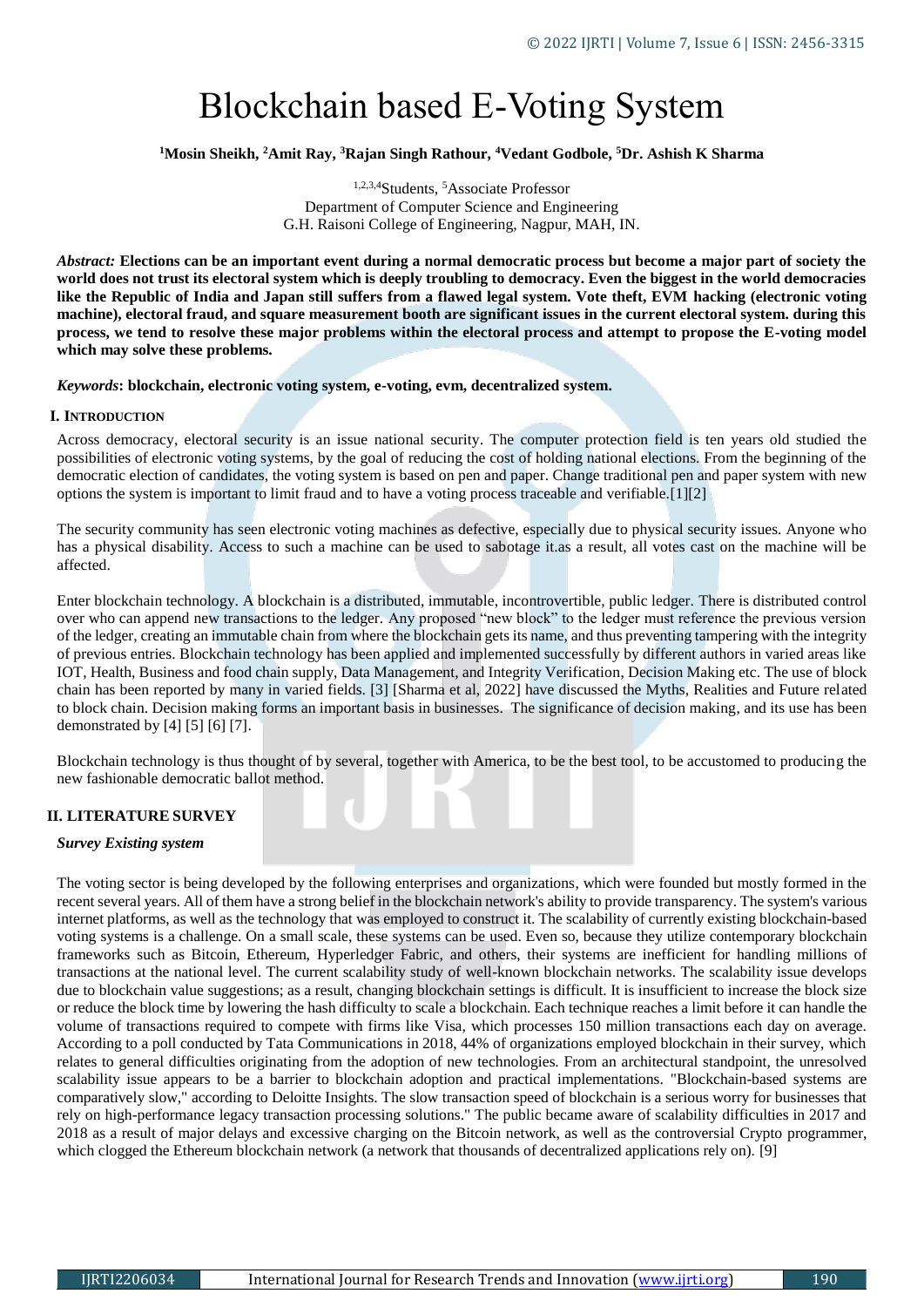# Blockchain based E-Voting System

**[1]Mosin Sheikh, [2]Amit Ray, [3]Rajan Singh Rathour, [4]Vedant Godbole, [5]Dr. Ashish K Sharma**

[1,2,3,4]Students, [5]Associate Professor
Department of Computer Science and Engineering
G.H. Raisoni College of Engineering, Nagpur, MAH, IN.

*Abstract:* **Elections can be an important event during a normal democratic process but become a major part of society the world does not trust its electoral system which is deeply troubling to democracy. Even the biggest in the world democracies like the Republic of India and Japan still suffers from a flawed legal system. Vote theft, EVM hacking (electronic voting machine), electoral fraud, and square measurement booth are significant issues in the current electoral system. during this process, we tend to resolve these major problems within the electoral process and attempt to propose the E-voting model which may solve these problems.**

*Keywords*: **blockchain, electronic voting system, e-voting, evm, decentralized system.**

## I. Introduction

Across democracy, electoral security is an issue national security. The computer protection field is ten years old studied the possibilities of electronic voting systems, by the goal of reducing the cost of holding national elections. From the beginning of the democratic election of candidates, the voting system is based on pen and paper. Change traditional pen and paper system with new options the system is important to limit fraud and to have a voting process traceable and verifiable.[1][2]

The security community has seen electronic voting machines as defective, especially due to physical security issues. Anyone who has a physical disability. Access to such a machine can be used to sabotage it.as a result, all votes cast on the machine will be affected.

Enter blockchain technology. A blockchain is a distributed, immutable, incontrovertible, public ledger. There is distributed control over who can append new transactions to the ledger. Any proposed "new block" to the ledger must reference the previous version of the ledger, creating an immutable chain from where the blockchain gets its name, and thus preventing tampering with the integrity of previous entries. Blockchain technology has been applied and implemented successfully by different authors in varied areas like IOT, Health, Business and food chain supply, Data Management, and Integrity Verification, Decision Making etc. The use of block chain has been reported by many in varied fields. [3] [Sharma et al, 2022] have discussed the Myths, Realities and Future related to block chain. Decision making forms an important basis in businesses. The significance of decision making, and its use has been demonstrated by [4] [5] [6] [7].

Blockchain technology is thus thought of by several, together with America, to be the best tool, to be accustomed to producing the new fashionable democratic ballot method.

## II. LITERATURE SURVEY

### *Survey Existing system*

The voting sector is being developed by the following enterprises and organizations, which were founded but mostly formed in the recent several years. All of them have a strong belief in the blockchain network's ability to provide transparency. The system's various internet platforms, as well as the technology that was employed to construct it. The scalability of currently existing blockchain-based voting systems is a challenge. On a small scale, these systems can be used. Even so, because they utilize contemporary blockchain frameworks such as Bitcoin, Ethereum, Hyperledger Fabric, and others, their systems are inefficient for handling millions of transactions at the national level. The current scalability study of well-known blockchain networks. The scalability issue develops due to blockchain value suggestions; as a result, changing blockchain settings is difficult. It is insufficient to increase the block size or reduce the block time by lowering the hash difficulty to scale a blockchain. Each technique reaches a limit before it can handle the volume of transactions required to compete with firms like Visa, which processes 150 million transactions each day on average. According to a poll conducted by Tata Communications in 2018, 44% of organizations employed blockchain in their survey, which relates to general difficulties originating from the adoption of new technologies. From an architectural standpoint, the unresolved scalability issue appears to be a barrier to blockchain adoption and practical implementations. "Blockchain-based systems are comparatively slow," according to Deloitte Insights. The slow transaction speed of blockchain is a serious worry for businesses that rely on high-performance legacy transaction processing solutions." The public became aware of scalability difficulties in 2017 and 2018 as a result of major delays and excessive charging on the Bitcoin network, as well as the controversial Crypto programmer, which clogged the Ethereum blockchain network (a network that thousands of decentralized applications rely on). [9]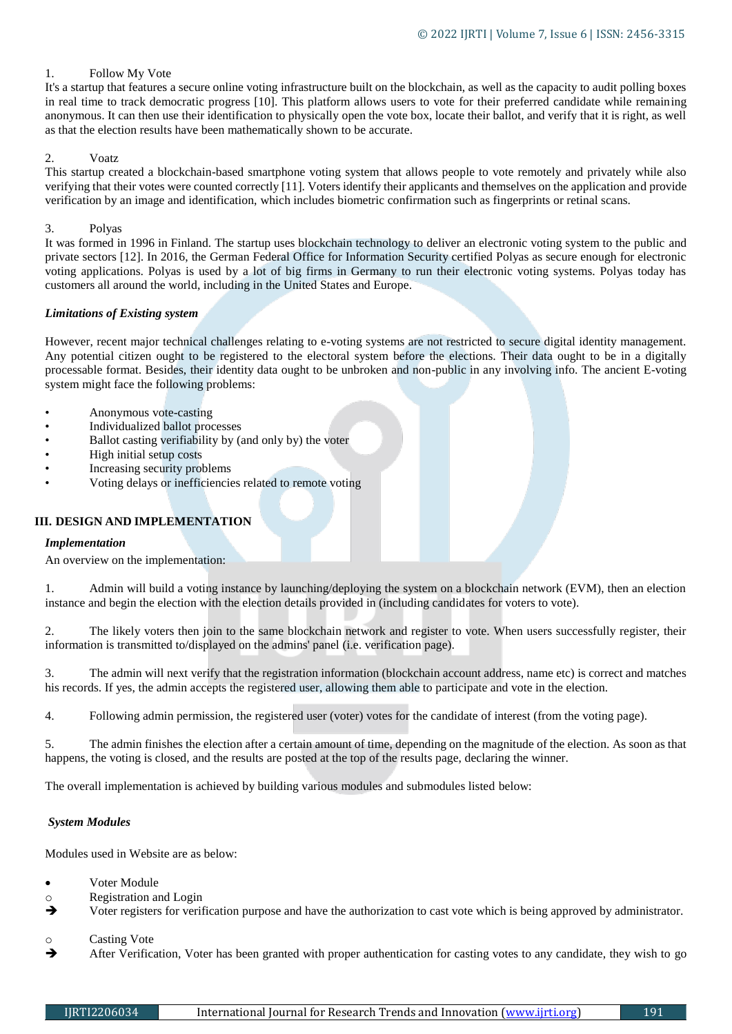1. Follow My Vote

It's a startup that features a secure online voting infrastructure built on the blockchain, as well as the capacity to audit polling boxes in real time to track democratic progress [10]. This platform allows users to vote for their preferred candidate while remaining anonymous. It can then use their identification to physically open the vote box, locate their ballot, and verify that it is right, as well as that the election results have been mathematically shown to be accurate.

2. Voatz

This startup created a blockchain-based smartphone voting system that allows people to vote remotely and privately while also verifying that their votes were counted correctly [11]. Voters identify their applicants and themselves on the application and provide verification by an image and identification, which includes biometric confirmation such as fingerprints or retinal scans.

3. Polyas

It was formed in 1996 in Finland. The startup uses blockchain technology to deliver an electronic voting system to the public and private sectors [12]. In 2016, the German Federal Office for Information Security certified Polyas as secure enough for electronic voting applications. Polyas is used by a lot of big firms in Germany to run their electronic voting systems. Polyas today has customers all around the world, including in the United States and Europe.

### *Limitations of Existing system*

However, recent major technical challenges relating to e-voting systems are not restricted to secure digital identity management. Any potential citizen ought to be registered to the electoral system before the elections. Their data ought to be in a digitally processable format. Besides, their identity data ought to be unbroken and non-public in any involving info. The ancient E-voting system might face the following problems:

- Anonymous vote-casting
- Individualized ballot processes
- Ballot casting verifiability by (and only by) the voter
- High initial setup costs
- Increasing security problems
- Voting delays or inefficiencies related to remote voting

## III. DESIGN AND IMPLEMENTATION

### *Implementation*

An overview on the implementation:

1. Admin will build a voting instance by launching/deploying the system on a blockchain network (EVM), then an election instance and begin the election with the election details provided in (including candidates for voters to vote).

2. The likely voters then join to the same blockchain network and register to vote. When users successfully register, their information is transmitted to/displayed on the admins' panel (i.e. verification page).

3. The admin will next verify that the registration information (blockchain account address, name etc) is correct and matches his records. If yes, the admin accepts the registered user, allowing them able to participate and vote in the election.

4. Following admin permission, the registered user (voter) votes for the candidate of interest (from the voting page).

5. The admin finishes the election after a certain amount of time, depending on the magnitude of the election. As soon as that happens, the voting is closed, and the results are posted at the top of the results page, declaring the winner.

The overall implementation is achieved by building various modules and submodules listed below:

### *System Modules*

Modules used in Website are as below:

- Voter Module
  - Registration and Login
    - ➔ Voter registers for verification purpose and have the authorization to cast vote which is being approved by administrator.
  - Casting Vote
    - ➔ After Verification, Voter has been granted with proper authentication for casting votes to any candidate, they wish to go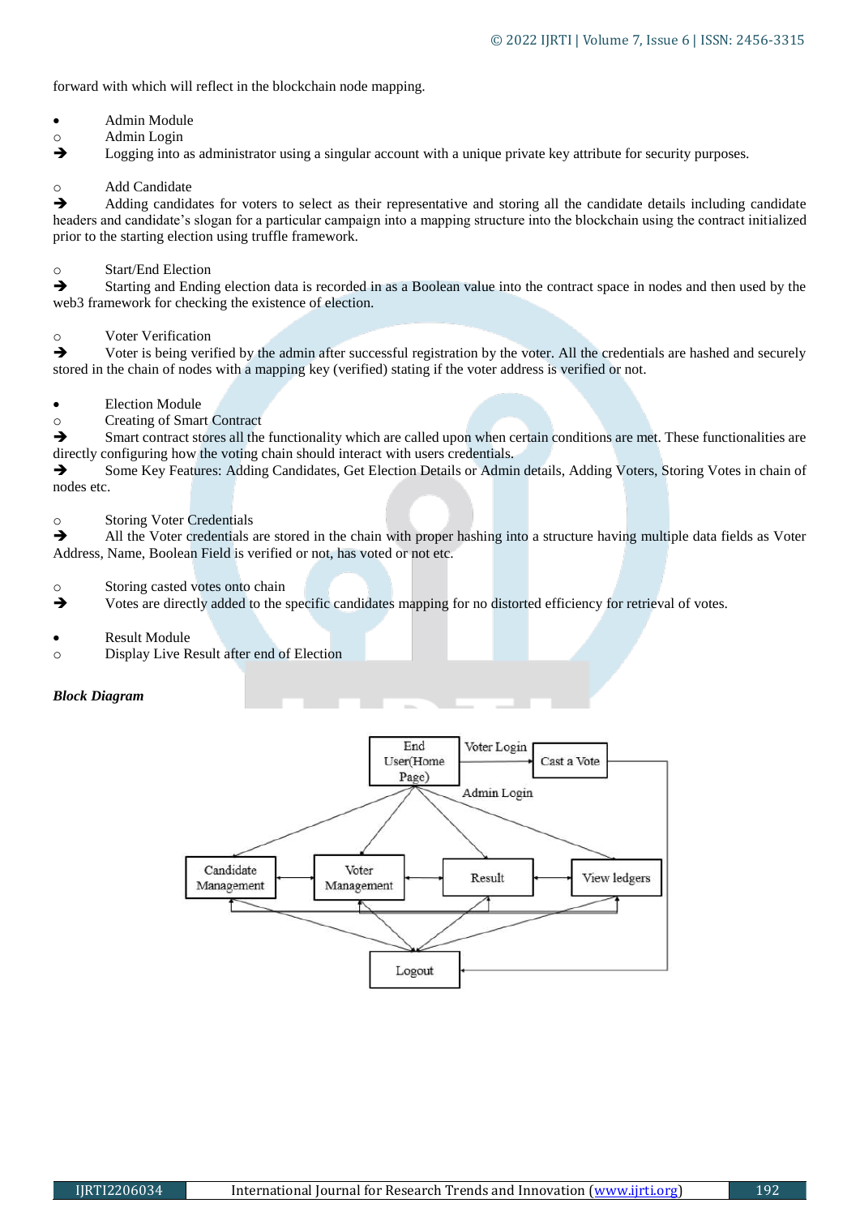forward with which will reflect in the blockchain node mapping.

- Admin Module
  - Admin Login
    - ➔ Logging into as administrator using a singular account with a unique private key attribute for security purposes.

  - Add Candidate
    - ➔ Adding candidates for voters to select as their representative and storing all the candidate details including candidate headers and candidate's slogan for a particular campaign into a mapping structure into the blockchain using the contract initialized prior to the starting election using truffle framework.

  - Start/End Election
    - ➔ Starting and Ending election data is recorded in as a Boolean value into the contract space in nodes and then used by the web3 framework for checking the existence of election.

  - Voter Verification
    - ➔ Voter is being verified by the admin after successful registration by the voter. All the credentials are hashed and securely stored in the chain of nodes with a mapping key (verified) stating if the voter address is verified or not.

- Election Module
  - Creating of Smart Contract
    - ➔ Smart contract stores all the functionality which are called upon when certain conditions are met. These functionalities are directly configuring how the voting chain should interact with users credentials.
    - ➔ Some Key Features: Adding Candidates, Get Election Details or Admin details, Adding Voters, Storing Votes in chain of nodes etc.

  - Storing Voter Credentials
    - ➔ All the Voter credentials are stored in the chain with proper hashing into a structure having multiple data fields as Voter Address, Name, Boolean Field is verified or not, has voted or not etc.

  - Storing casted votes onto chain
    - ➔ Votes are directly added to the specific candidates mapping for no distorted efficiency for retrieval of votes.

- Result Module
  - Display Live Result after end of Election

*Block Diagram*

End User(Home Page) — Voter Login → Cast a Vote; Admin Login → Candidate Management, Voter Management, Result, View ledgers → Logout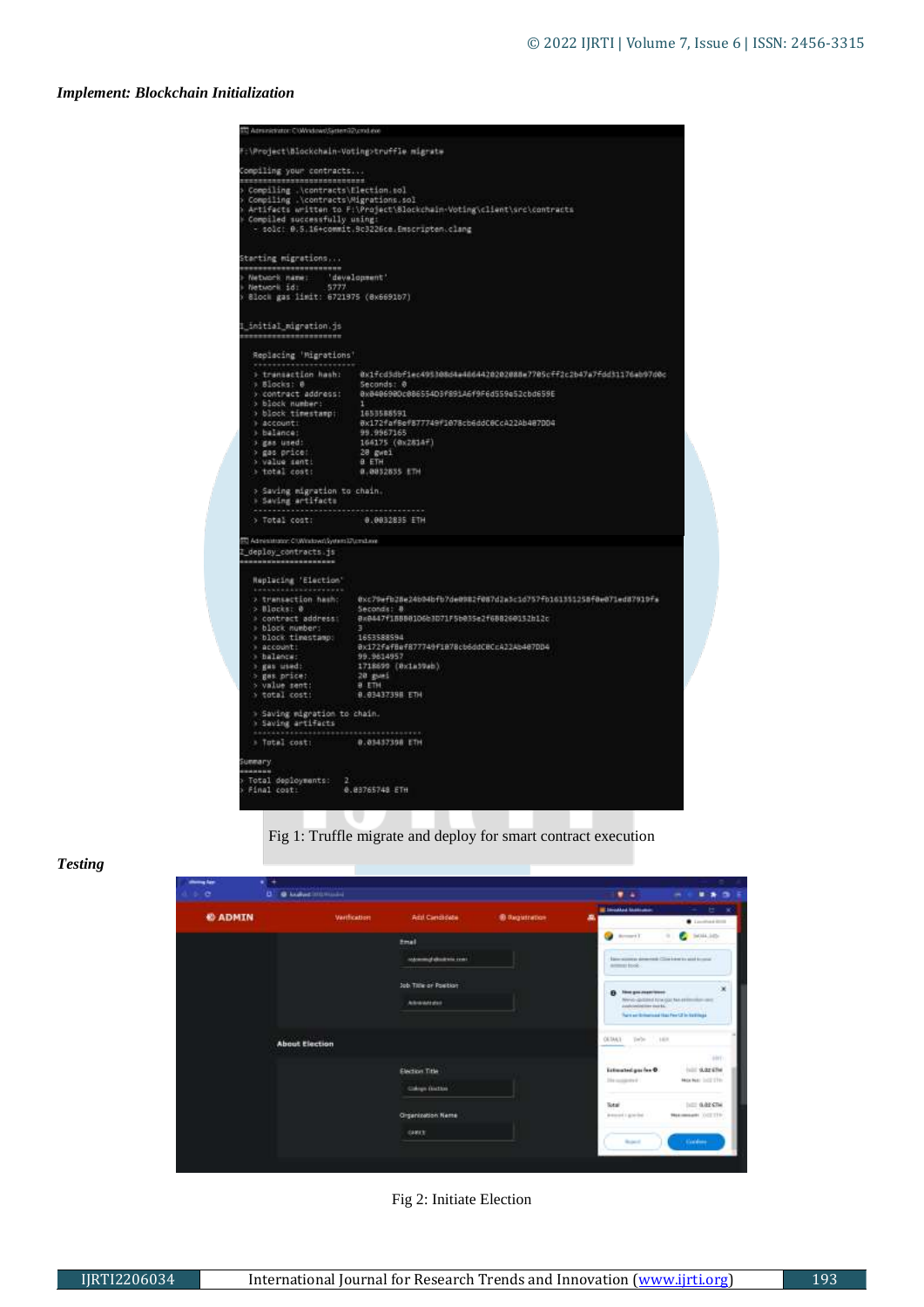*Implement: Blockchain Initialization*

```
F:\Project\Blockchain-Voting>truffle migrate

Compiling your contracts...
===========================
> Compiling .\contracts\Election.sol
> Compiling .\contracts\Migrations.sol
> Artifacts written to F:\Project\Blockchain-Voting\client\src\contracts
> Compiled successfully using:
   - solc: 0.5.16+commit.9c3226ce.Emscripten.clang

Starting migrations...
======================
> Network name:    'development'
> Network id:      5777
> Block gas limit: 6721975 (0x6691b7)

1_initial_migration.js
======================

   Replacing 'Migrations'
   ----------------------
   > transaction hash:    0x1fcd3dbf1ec495308d4a4664420202088a7785cff2c2b47a7fdd31176ab97d0c
   > Blocks: 0            Seconds: 0
   > contract address:    0x040690Dc086554D3f891A6f9F6d559a52cbd659E
   > block number:        1
   > block timestamp:     1653588591
   > account:             0x172faf8ef877749f1078cb6ddC0CcA22Ab407DD4
   > balance:             99.9967165
   > gas used:            164175 (0x2814f)
   > gas price:           20 gwei
   > value sent:          0 ETH
   > total cost:          0.0032835 ETH

   > Saving migration to chain.
   > Saving artifacts
   -------------------------------------
   > Total cost:           0.0032835 ETH

2_deploy_contracts.js
=====================

   Replacing 'Election'
   --------------------
   > transaction hash:    0xc79efb28e24b04bfb7de0982f087d2a3c1d757fb161351258f0e071ed87919fa
   > Blocks: 0            Seconds: 0
   > contract address:    0x0447f188801D6b3D71F5b035e2f6B8260152b12c
   > block number:        3
   > block timestamp:     1653588594
   > account:             0x172faf8ef877749f1078cb6ddC0CcA22Ab407DD4
   > balance:             99.9614957
   > gas used:            1718699 (0x1a39ab)
   > gas price:           20 gwei
   > value sent:          0 ETH
   > total cost:          0.03437398 ETH

   > Saving migration to chain.
   > Saving artifacts
   -------------------------------------
   > Total cost:          0.03437398 ETH

Summary
=======
> Total deployments:   2
> Final cost:          0.03765748 ETH
```

Fig 1: Truffle migrate and deploy for smart contract execution

*Testing*

Fig 2: Initiate Election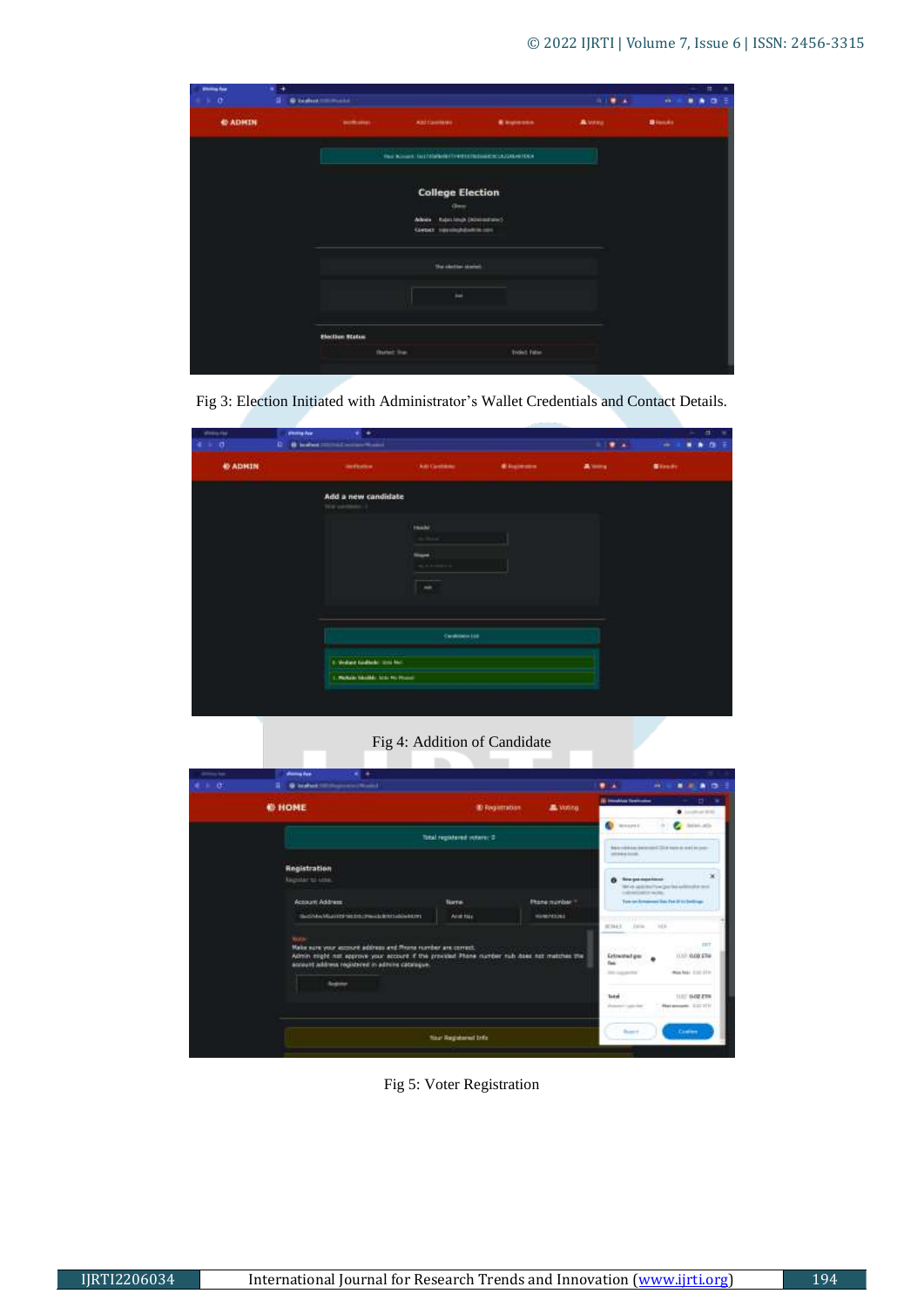Fig 3: Election Initiated with Administrator's Wallet Credentials and Contact Details.

Fig 4: Addition of Candidate

Fig 5: Voter Registration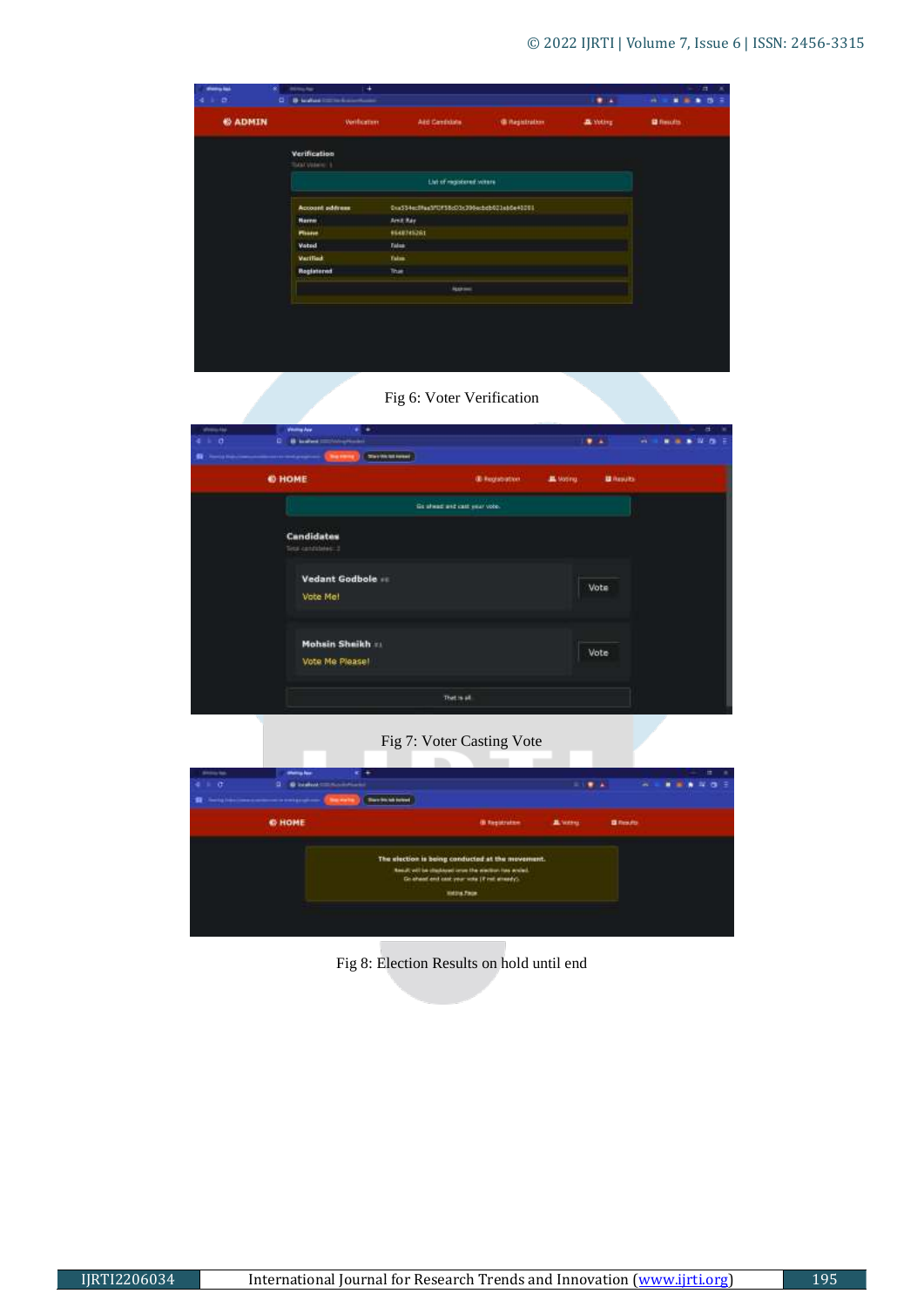Fig 6: Voter Verification

Fig 7: Voter Casting Vote

Fig 8: Election Results on hold until end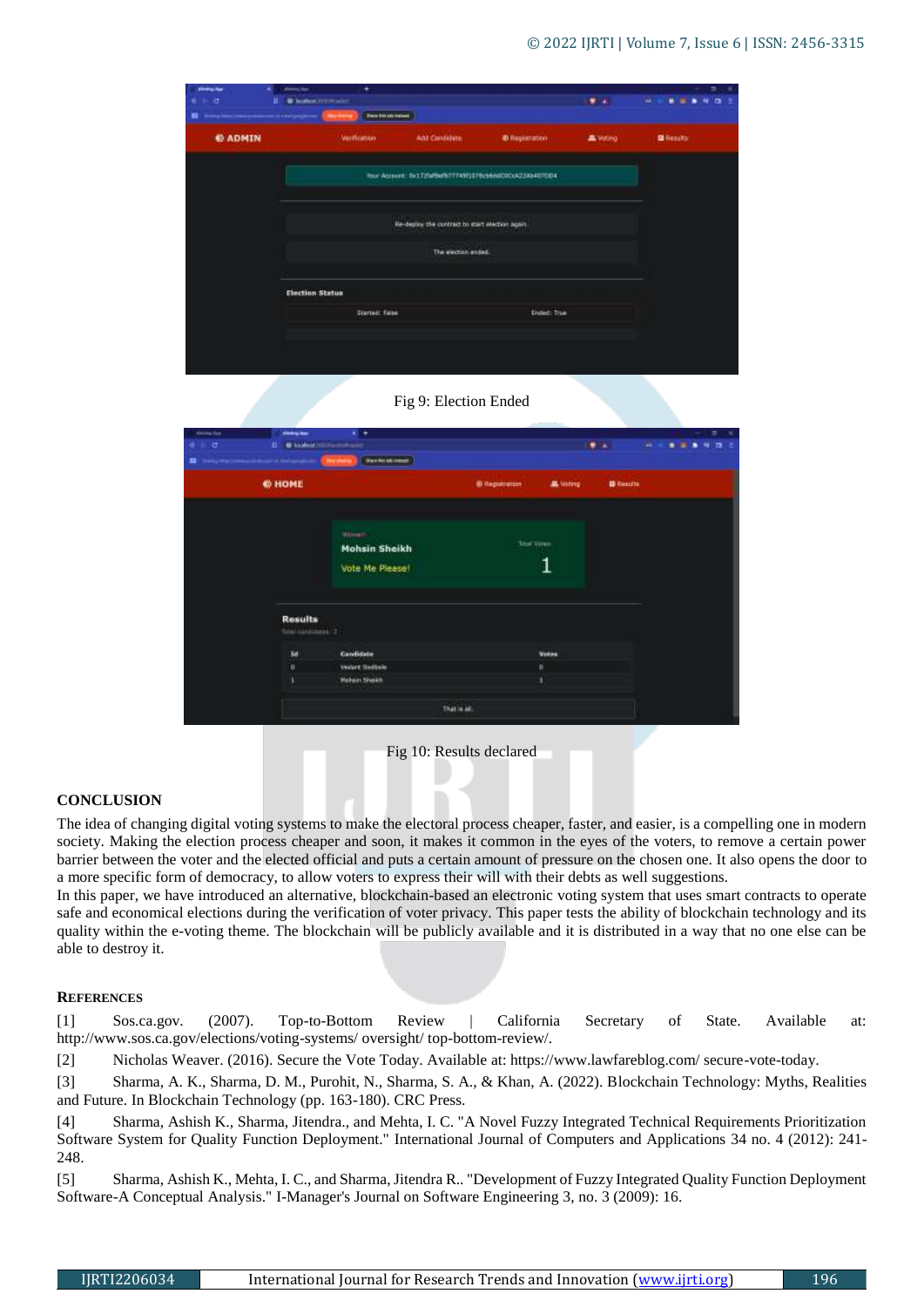Fig 9: Election Ended

Fig 10: Results declared

## CONCLUSION

The idea of changing digital voting systems to make the electoral process cheaper, faster, and easier, is a compelling one in modern society. Making the election process cheaper and soon, it makes it common in the eyes of the voters, to remove a certain power barrier between the voter and the elected official and puts a certain amount of pressure on the chosen one. It also opens the door to a more specific form of democracy, to allow voters to express their will with their debts as well suggestions.

In this paper, we have introduced an alternative, blockchain-based an electronic voting system that uses smart contracts to operate safe and economical elections during the verification of voter privacy. This paper tests the ability of blockchain technology and its quality within the e-voting theme. The blockchain will be publicly available and it is distributed in a way that no one else can be able to destroy it.

## REFERENCES

[1] Sos.ca.gov. (2007). Top-to-Bottom Review | California Secretary of State. Available at: http://www.sos.ca.gov/elections/voting-systems/ oversight/ top-bottom-review/.

[2] Nicholas Weaver. (2016). Secure the Vote Today. Available at: https://www.lawfareblog.com/ secure-vote-today.

[3] Sharma, A. K., Sharma, D. M., Purohit, N., Sharma, S. A., & Khan, A. (2022). Blockchain Technology: Myths, Realities and Future. In Blockchain Technology (pp. 163-180). CRC Press.

[4] Sharma, Ashish K., Sharma, Jitendra., and Mehta, I. C. "A Novel Fuzzy Integrated Technical Requirements Prioritization Software System for Quality Function Deployment." International Journal of Computers and Applications 34 no. 4 (2012): 241-248.

[5] Sharma, Ashish K., Mehta, I. C., and Sharma, Jitendra R.. "Development of Fuzzy Integrated Quality Function Deployment Software-A Conceptual Analysis." I-Manager's Journal on Software Engineering 3, no. 3 (2009): 16.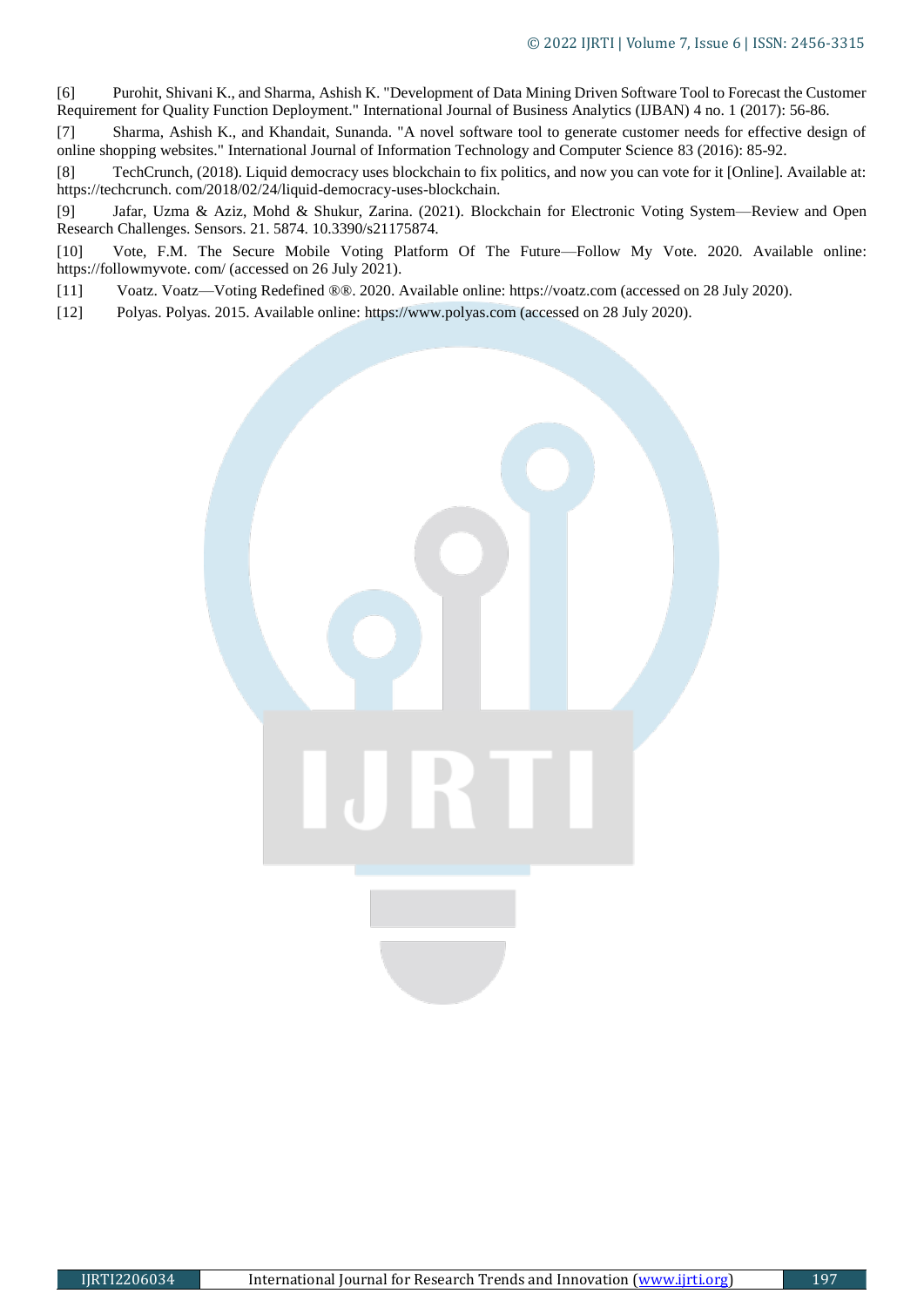[6] Purohit, Shivani K., and Sharma, Ashish K. "Development of Data Mining Driven Software Tool to Forecast the Customer Requirement for Quality Function Deployment." International Journal of Business Analytics (IJBAN) 4 no. 1 (2017): 56-86.

[7] Sharma, Ashish K., and Khandait, Sunanda. "A novel software tool to generate customer needs for effective design of online shopping websites." International Journal of Information Technology and Computer Science 83 (2016): 85-92.

[8] TechCrunch, (2018). Liquid democracy uses blockchain to fix politics, and now you can vote for it [Online]. Available at: https://techcrunch. com/2018/02/24/liquid-democracy-uses-blockchain.

[9] Jafar, Uzma & Aziz, Mohd & Shukur, Zarina. (2021). Blockchain for Electronic Voting System—Review and Open Research Challenges. Sensors. 21. 5874. 10.3390/s21175874.

[10] Vote, F.M. The Secure Mobile Voting Platform Of The Future—Follow My Vote. 2020. Available online: https://followmyvote. com/ (accessed on 26 July 2021).

[11] Voatz. Voatz—Voting Redefined ®®. 2020. Available online: https://voatz.com (accessed on 28 July 2020).

[12] Polyas. Polyas. 2015. Available online: https://www.polyas.com (accessed on 28 July 2020).